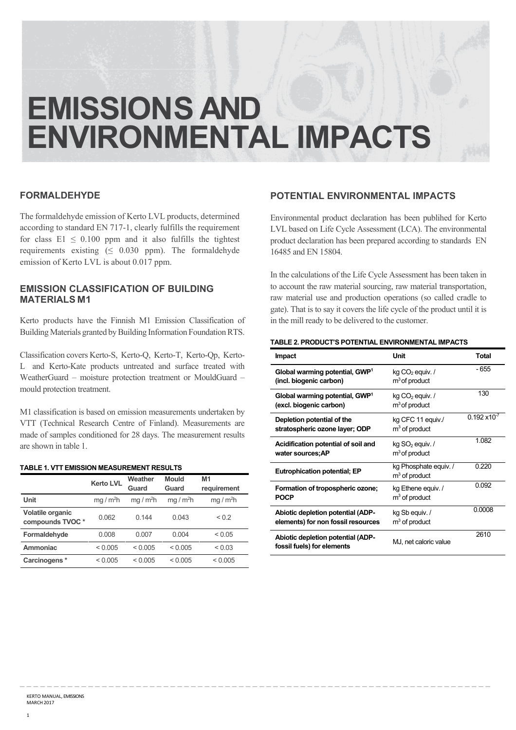# EMISSIONS AND ENVIRONMENTAL IMPACTS

## FORMALDEHYDE

The formaldehyde emission of Kerto LVL products, determined according to standard EN 717-1, clearly fulfills the requirement for class E1 $\leq$ 0.100 ppm and it also fulfills the tightest requirements existing ($\leq$ 0.030 ppm). The formaldehyde emission of Kerto LVL is about 0.017 ppm.

## EMISSION CLASSIFICATION OF BUILDING MATERIALS M1

Kerto products have the Finnish M1 Emission Classification of Building Materials granted by Building Information Foundation RTS.

Classification covers Kerto-S, Kerto-Q, Kerto-T, Kerto-Qp, Kerto-L and Kerto-Kate products untreated and surface treated with WeatherGuard – moisture protection treatment or MouldGuard – mould protection treatment.

M1 classification is based on emission measurements undertaken by VTT (Technical Research Centre of Finland). Measurements are made of samples conditioned for 28 days. The measurement results are shown in table 1.

**TABLE 1. VTT EMISSION MEASUREMENT RESULTS**

| | Kerto LVL | Weather Guard | Mould Guard | M1 requirement |
|---|---|---|---|---|
| **Unit** | $mg / m^2h$ | $mg / m^2h$ | $mg / m^2h$ | $mg / m^2h$ |
| **Volatile organic compounds TVOC \*** | 0.062 | 0.144 | 0.043 | < 0.2 |
| **Formaldehyde** | 0.008 | 0.007 | 0.004 | < 0.05 |
| **Ammoniac** | < 0.005 | < 0.005 | < 0.005 | < 0.03 |
| **Carcinogens \*** | < 0.005 | < 0.005 | < 0.005 | < 0.005 |

## POTENTIAL ENVIRONMENTAL IMPACTS

Environmental product declaration has been publihed for Kerto LVL based on Life Cycle Assessment (LCA). The environmental product declaration has been prepared according to standards EN 16485 and EN 15804.

In the calculations of the Life Cycle Assessment has been taken in to account the raw material sourcing, raw material transportation, raw material use and production operations (so called cradle to gate). That is to say it covers the life cycle of the product until it is in the mill ready to be delivered to the customer.

**TABLE 2. PRODUCT'S POTENTIAL ENVIRONMENTAL IMPACTS**

| Impact | Unit | Total |
|---|---|---|
| **Global warming potential, GWP[1] (incl. biogenic carbon)** | kg $CO_2$ equiv. / $m^3$ of product | - 655 |
| **Global warming potential, GWP[1] (excl. biogenic carbon)** | kg $CO_2$ equiv. / $m^3$ of product | 130 |
| **Depletion potential of the stratospheric ozone layer; ODP** | kg CFC 11 equiv./ $m^3$ of product | $0.192 \times 10^{-7}$ |
| **Acidification potential of soil and water sources;AP** | kg $SO_2$ equiv. / $m^3$ of product | 1.082 |
| **Eutrophication potential; EP** | kg Phosphate equiv. / $m^3$ of product | 0.220 |
| **Formation of tropospheric ozone; POCP** | kg Ethene equiv. / $m^3$ of product | 0.092 |
| **Abiotic depletion potential (ADP-elements) for non fossil resources** | kg Sb equiv. / $m^3$ of product | 0.0008 |
| **Abiotic depletion potential (ADP-fossil fuels) for elements** | MJ, net caloric value | 2610 |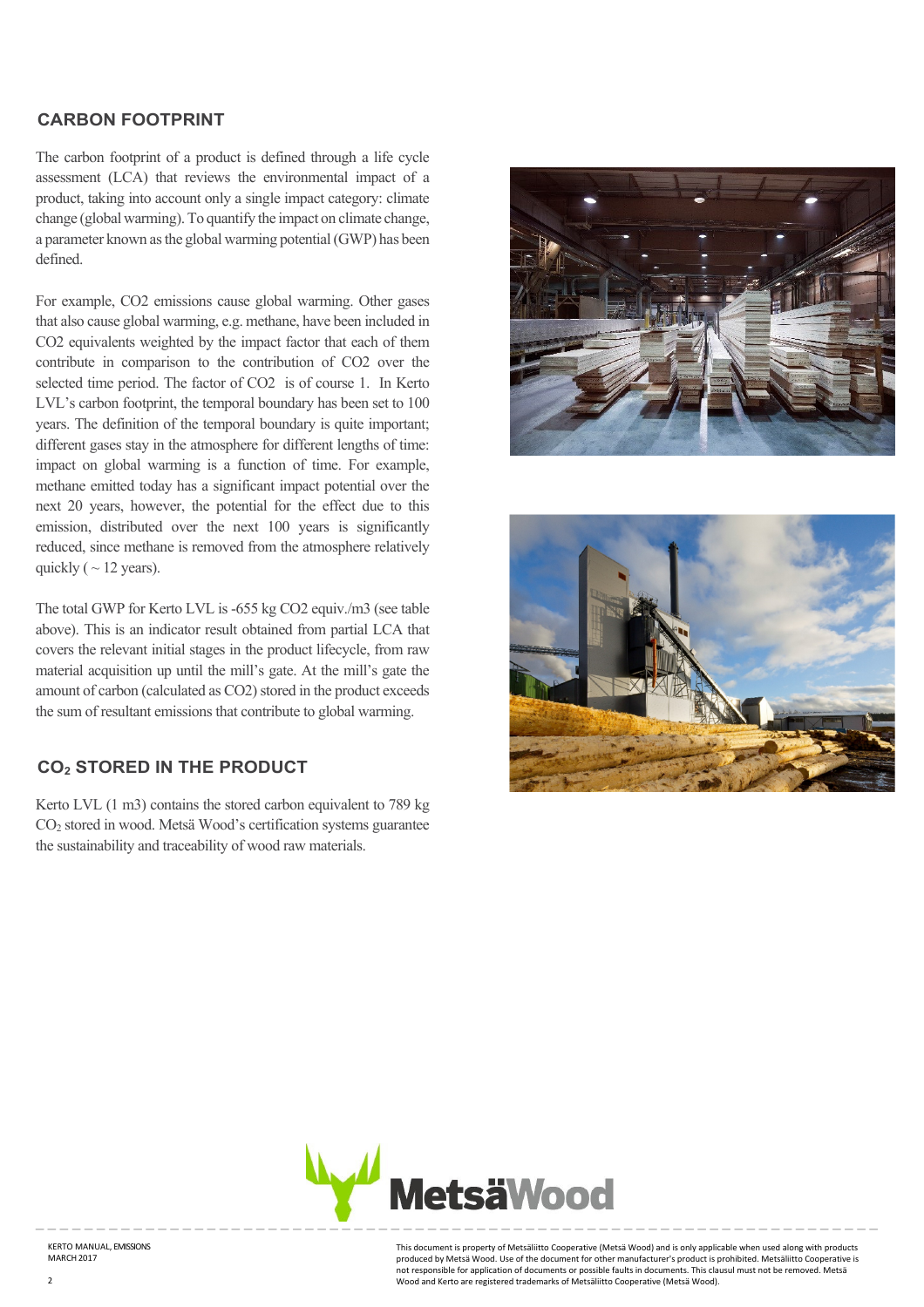## CARBON FOOTPRINT

The carbon footprint of a product is defined through a life cycle assessment (LCA) that reviews the environmental impact of a product, taking into account only a single impact category: climate change (global warming). To quantify the impact on climate change, a parameter known as the global warming potential (GWP) has been defined.

For example, CO2 emissions cause global warming. Other gases that also cause global warming, e.g. methane, have been included in CO2 equivalents weighted by the impact factor that each of them contribute in comparison to the contribution of CO2 over the selected time period. The factor of CO2 is of course 1. In Kerto LVL's carbon footprint, the temporal boundary has been set to 100 years. The definition of the temporal boundary is quite important; different gases stay in the atmosphere for different lengths of time: impact on global warming is a function of time. For example, methane emitted today has a significant impact potential over the next 20 years, however, the potential for the effect due to this emission, distributed over the next 100 years is significantly reduced, since methane is removed from the atmosphere relatively quickly ( ~ 12 years).

The total GWP for Kerto LVL is -655 kg CO2 equiv./m3 (see table above). This is an indicator result obtained from partial LCA that covers the relevant initial stages in the product lifecycle, from raw material acquisition up until the mill's gate. At the mill's gate the amount of carbon (calculated as CO2) stored in the product exceeds the sum of resultant emissions that contribute to global warming.

## $CO_2$ STORED IN THE PRODUCT

Kerto LVL (1 m3) contains the stored carbon equivalent to 789 kg $CO_2$ stored in wood. Metsä Wood's certification systems guarantee the sustainability and traceability of wood raw materials.

MetsäWood

KERTO MANUAL, EMISSIONS
MARCH 2017

This document is property of Metsäliitto Cooperative (Metsä Wood) and is only applicable when used along with products produced by Metsä Wood. Use of the document for other manufacturer's product is prohibited. Metsäliitto Cooperative is not responsible for application of documents or possible faults in documents. This clausul must not be removed. Metsä Wood and Kerto are registered trademarks of Metsäliitto Cooperative (Metsä Wood).